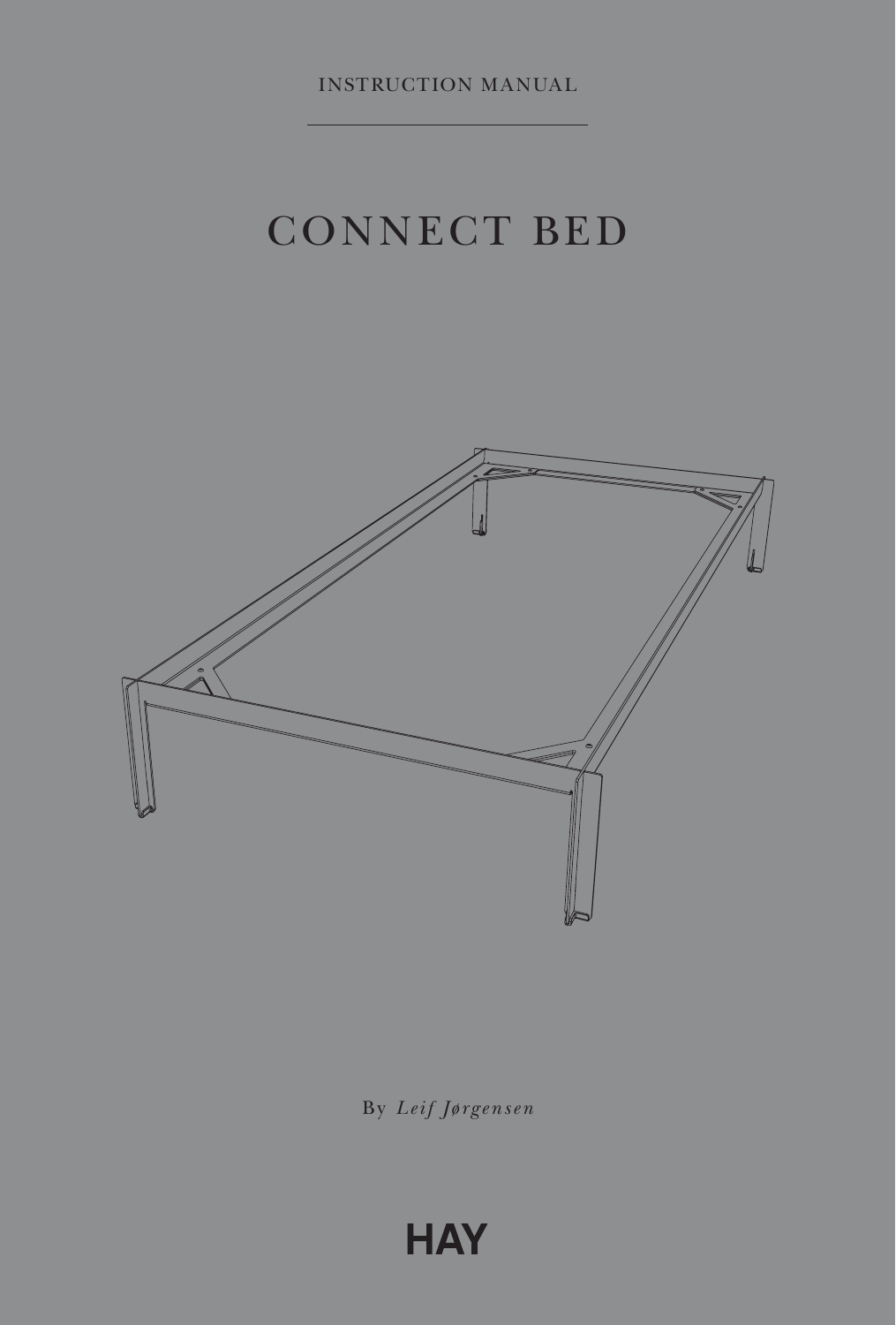INSTRUCTION MANUAL

# CONNECT BED

By *Leif Jørgensen*

HAY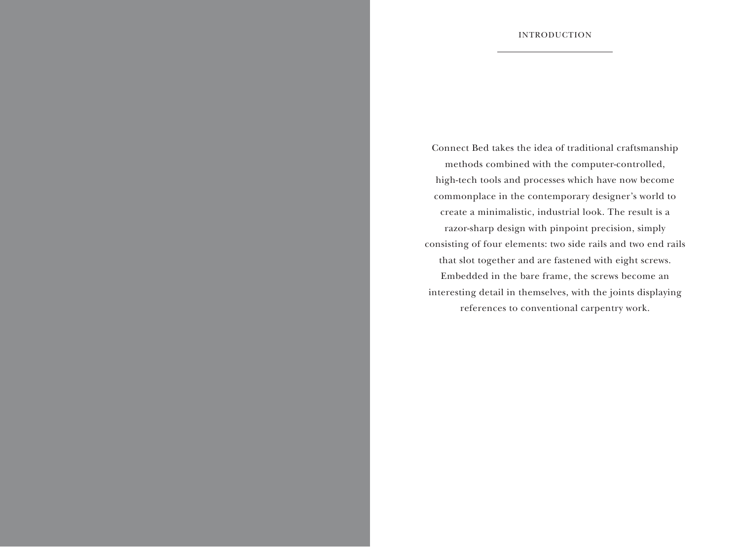# INTRODUCTION

Connect Bed takes the idea of traditional craftsmanship methods combined with the computer-controlled, high-tech tools and processes which have now become commonplace in the contemporary designer's world to create a minimalistic, industrial look. The result is a razor-sharp design with pinpoint precision, simply consisting of four elements: two side rails and two end rails that slot together and are fastened with eight screws. Embedded in the bare frame, the screws become an interesting detail in themselves, with the joints displaying references to conventional carpentry work.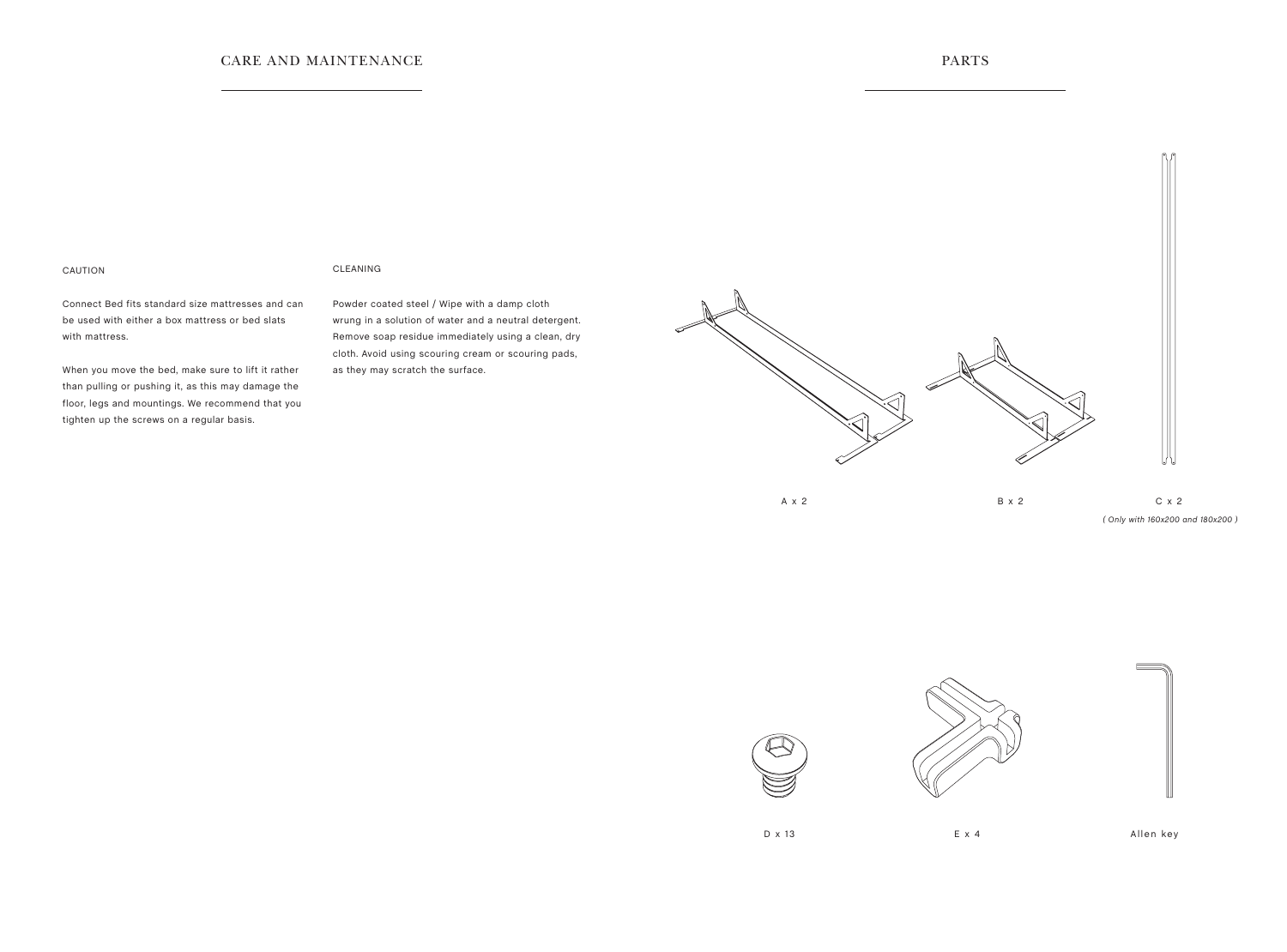## CARE AND MAINTENANCE

### CAUTION

Connect Bed fits standard size mattresses and can be used with either a box mattress or bed slats with mattress.

When you move the bed, make sure to lift it rather than pulling or pushing it, as this may damage the floor, legs and mountings. We recommend that you tighten up the screws on a regular basis.

### CLEANING

Powder coated steel / Wipe with a damp cloth wrung in a solution of water and a neutral detergent. Remove soap residue immediately using a clean, dry cloth. Avoid using scouring cream or scouring pads, as they may scratch the surface.

## PARTS

A x 2

B x 2

C x 2
*( Only with 160x200 and 180x200 )*

D x 13

E x 4

Allen key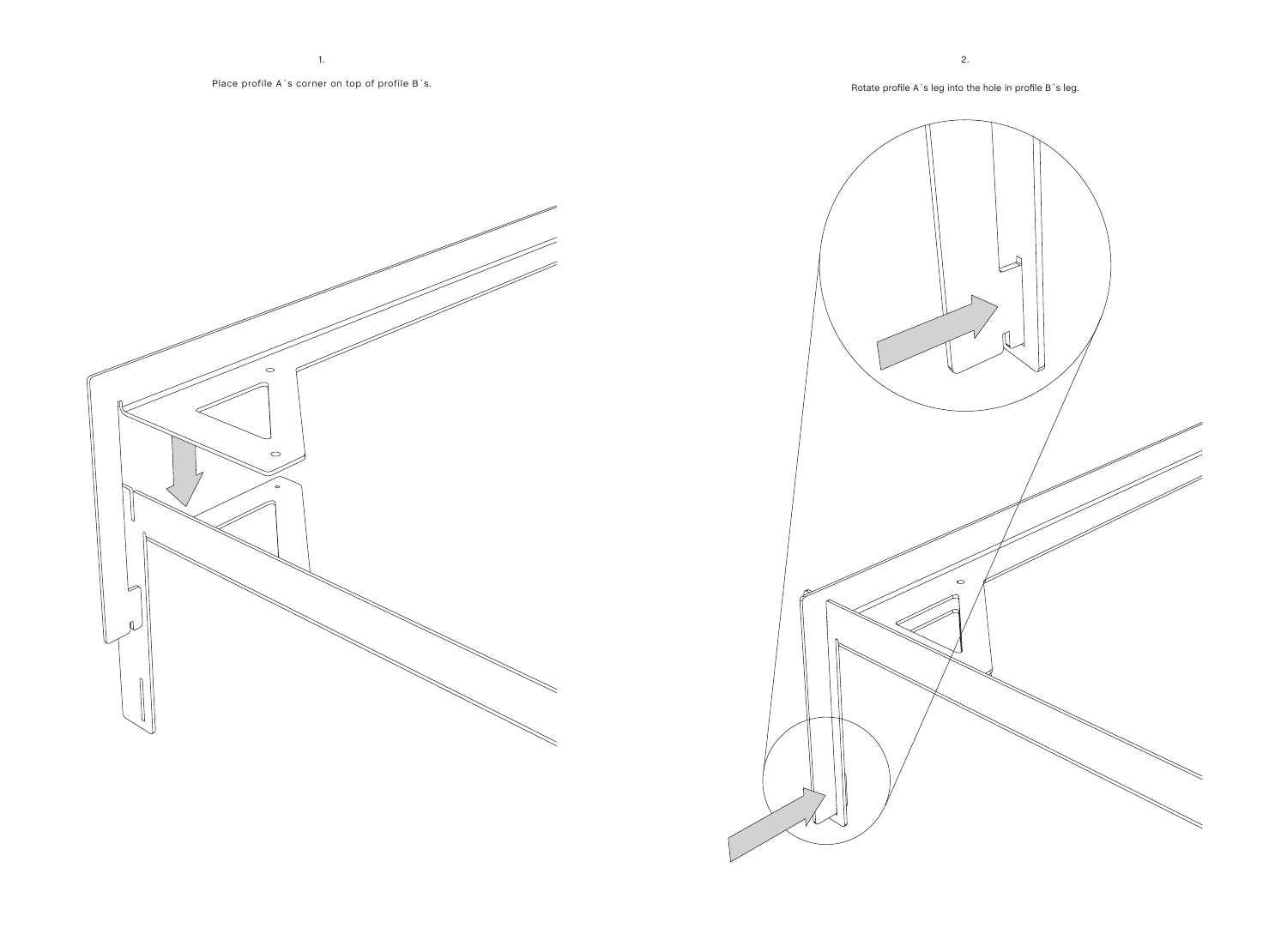1.

Place profile A´s corner on top of profile B´s.

2.

Rotate profile A´s leg into the hole in profile B´s leg.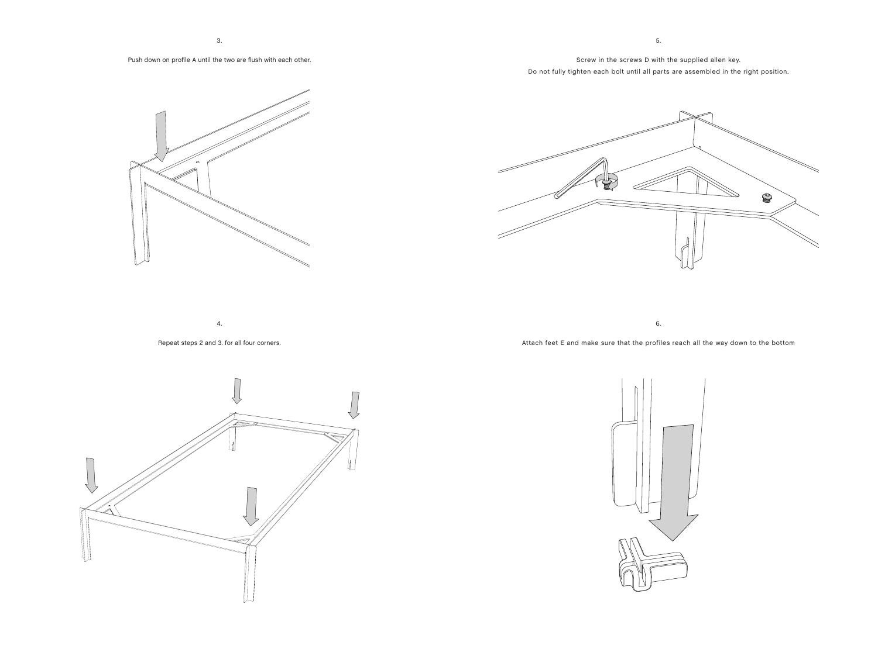3.

Push down on profile A until the two are flush with each other.

4.

Repeat steps 2 and 3. for all four corners.

5.

Screw in the screws D with the supplied allen key.
Do not fully tighten each bolt until all parts are assembled in the right position.

6.

Attach feet E and make sure that the profiles reach all the way down to the bottom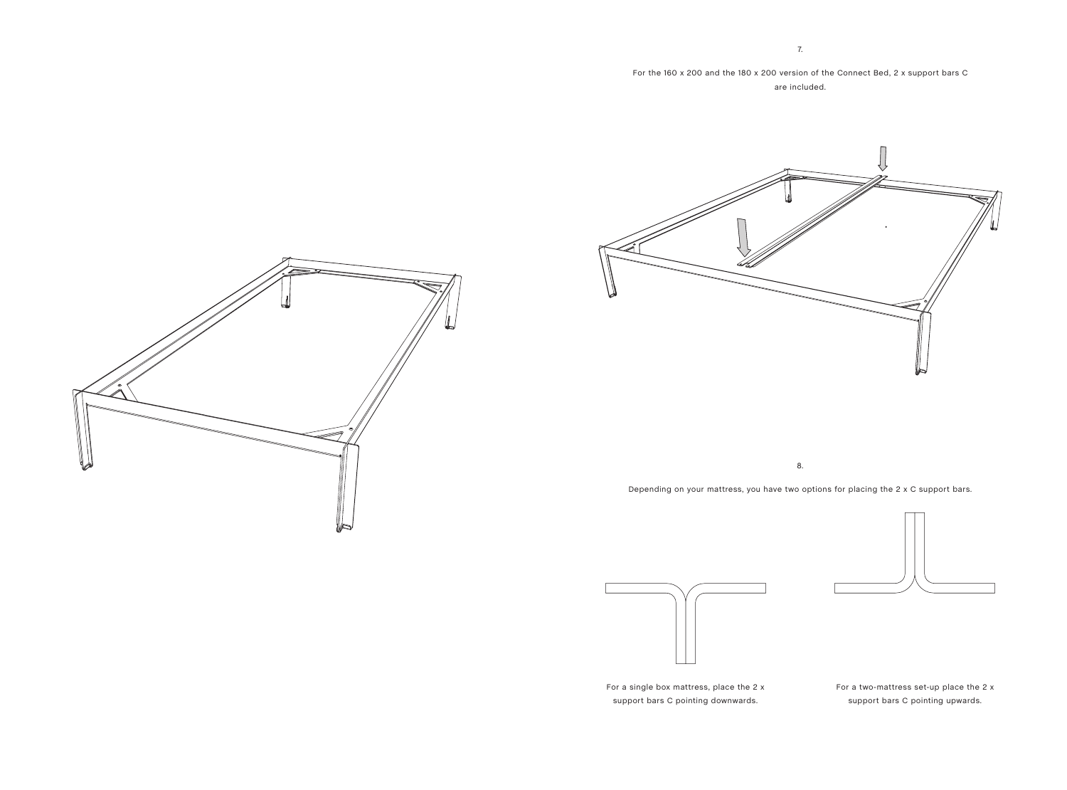7.

For the 160 x 200 and the 180 x 200 version of the Connect Bed, 2 x support bars C are included.

8.

Depending on your mattress, you have two options for placing the 2 x C support bars.

For a single box mattress, place the 2 x support bars C pointing downwards.

For a two-mattress set-up place the 2 x support bars C pointing upwards.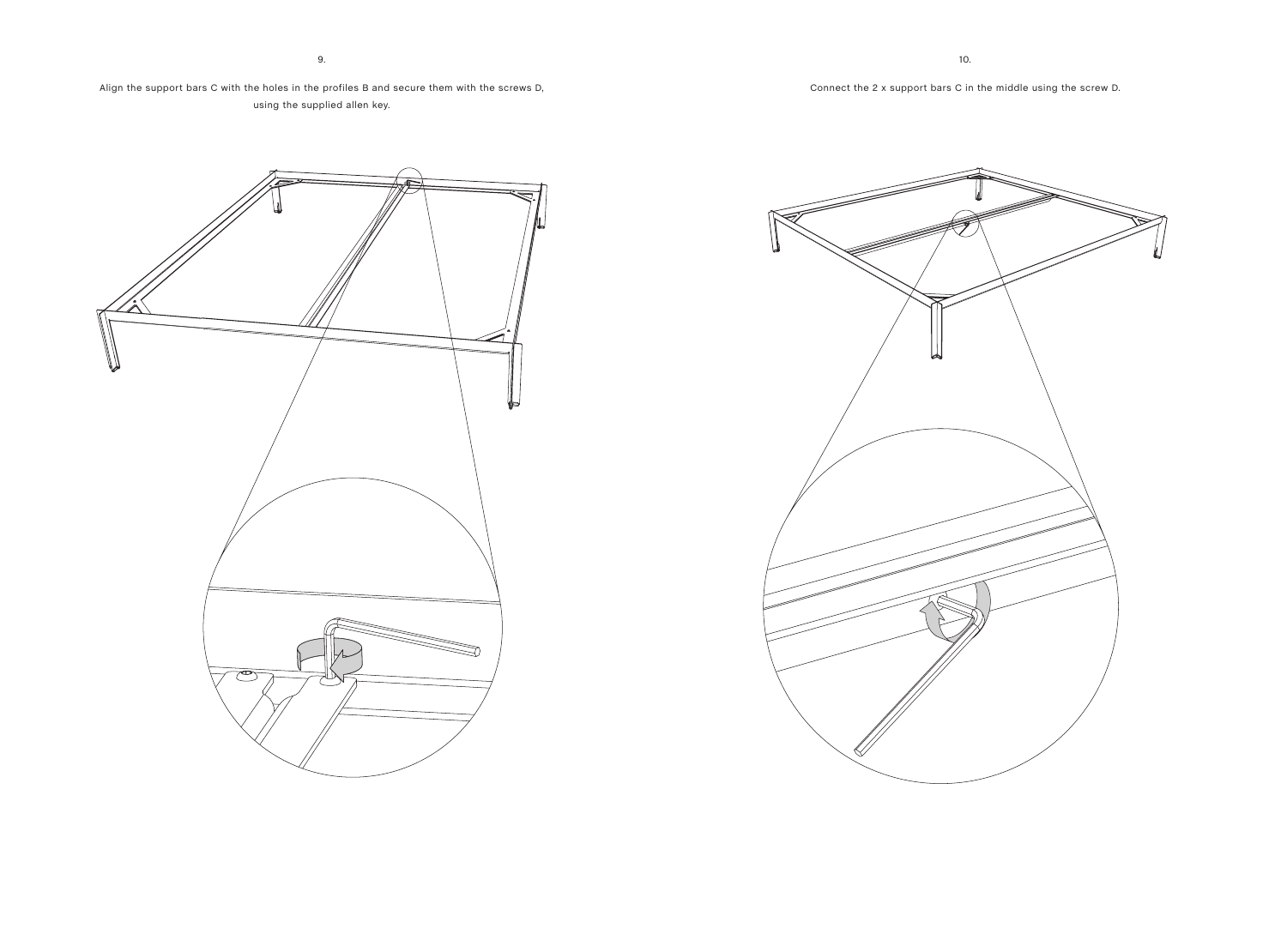9.

Align the support bars C with the holes in the profiles B and secure them with the screws D, using the supplied allen key.

10.

Connect the 2 x support bars C in the middle using the screw D.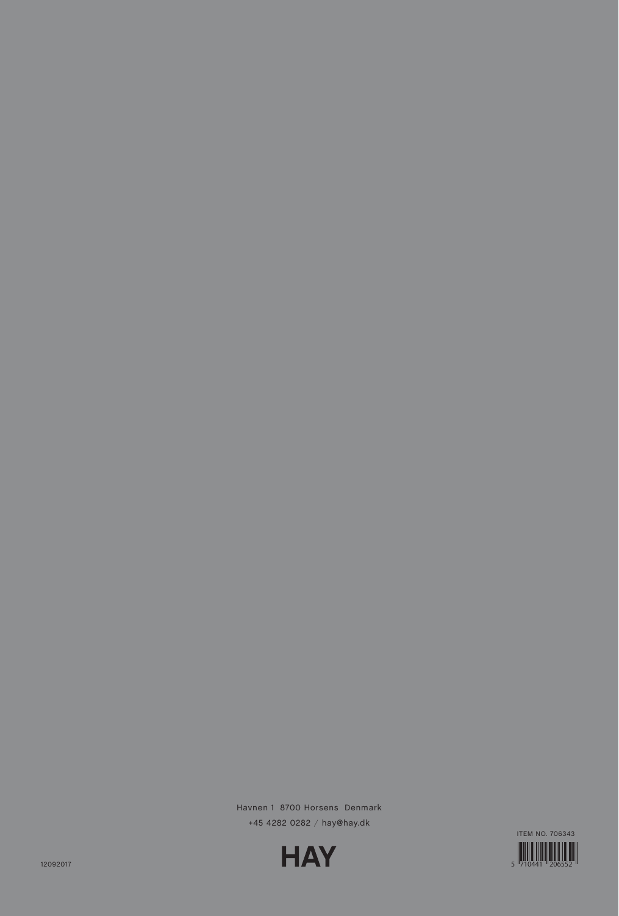Havnen 1 8700 Horsens Denmark

+45 4282 0282 / hay@hay.dk

ITEM NO. 706343

12092017

HAY

5 710441 206552